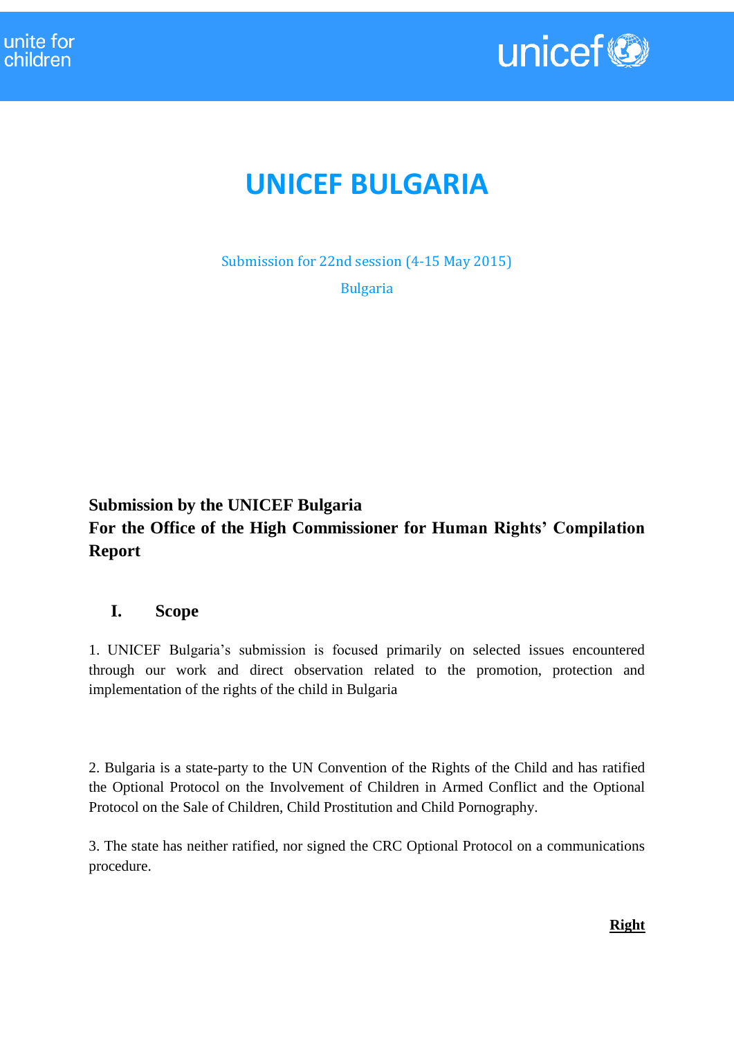# UNICEF BULGARIA

Submission for 22nd session (4-15 May 2015)

Bulgaria

**Submission by the UNICEF Bulgaria**
**For the Office of the High Commissioner for Human Rights' Compilation Report**

## I. Scope

1. UNICEF Bulgaria's submission is focused primarily on selected issues encountered through our work and direct observation related to the promotion, protection and implementation of the rights of the child in Bulgaria

2. Bulgaria is a state-party to the UN Convention of the Rights of the Child and has ratified the Optional Protocol on the Involvement of Children in Armed Conflict and the Optional Protocol on the Sale of Children, Child Prostitution and Child Pornography.

3. The state has neither ratified, nor signed the CRC Optional Protocol on a communications procedure.

**Right**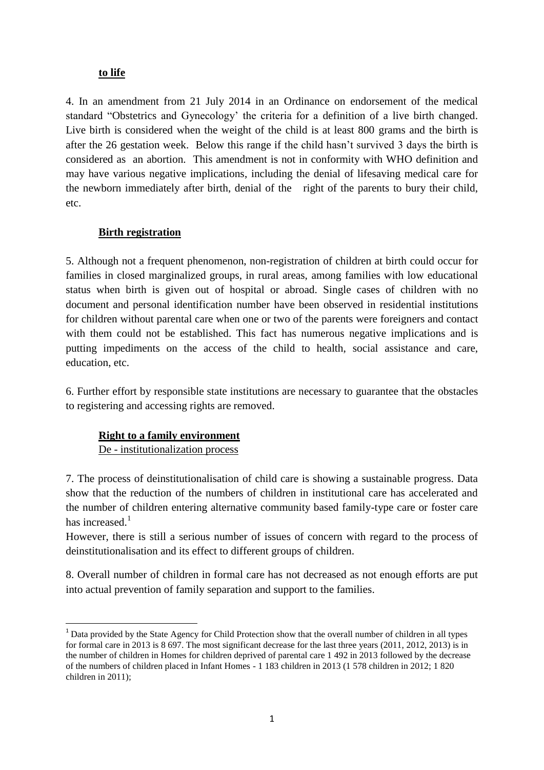**to life**

4. In an amendment from 21 July 2014 in an Ordinance on endorsement of the medical standard "Obstetrics and Gynecology' the criteria for a definition of a live birth changed. Live birth is considered when the weight of the child is at least 800 grams and the birth is after the 26 gestation week. Below this range if the child hasn't survived 3 days the birth is considered as an abortion. This amendment is not in conformity with WHO definition and may have various negative implications, including the denial of lifesaving medical care for the newborn immediately after birth, denial of the right of the parents to bury their child, etc.

**Birth registration**

5. Although not a frequent phenomenon, non-registration of children at birth could occur for families in closed marginalized groups, in rural areas, among families with low educational status when birth is given out of hospital or abroad. Single cases of children with no document and personal identification number have been observed in residential institutions for children without parental care when one or two of the parents were foreigners and contact with them could not be established. This fact has numerous negative implications and is putting impediments on the access of the child to health, social assistance and care, education, etc.

6. Further effort by responsible state institutions are necessary to guarantee that the obstacles to registering and accessing rights are removed.

**Right to a family environment**

De - institutionalization process

7. The process of deinstitutionalisation of child care is showing a sustainable progress. Data show that the reduction of the numbers of children in institutional care has accelerated and the number of children entering alternative community based family-type care or foster care has increased.[1]

However, there is still a serious number of issues of concern with regard to the process of deinstitutionalisation and its effect to different groups of children.

8. Overall number of children in formal care has not decreased as not enough efforts are put into actual prevention of family separation and support to the families.

[1] Data provided by the State Agency for Child Protection show that the overall number of children in all types for formal care in 2013 is 8 697. The most significant decrease for the last three years (2011, 2012, 2013) is in the number of children in Homes for children deprived of parental care 1 492 in 2013 followed by the decrease of the numbers of children placed in Infant Homes - 1 183 children in 2013 (1 578 children in 2012; 1 820 children in 2011);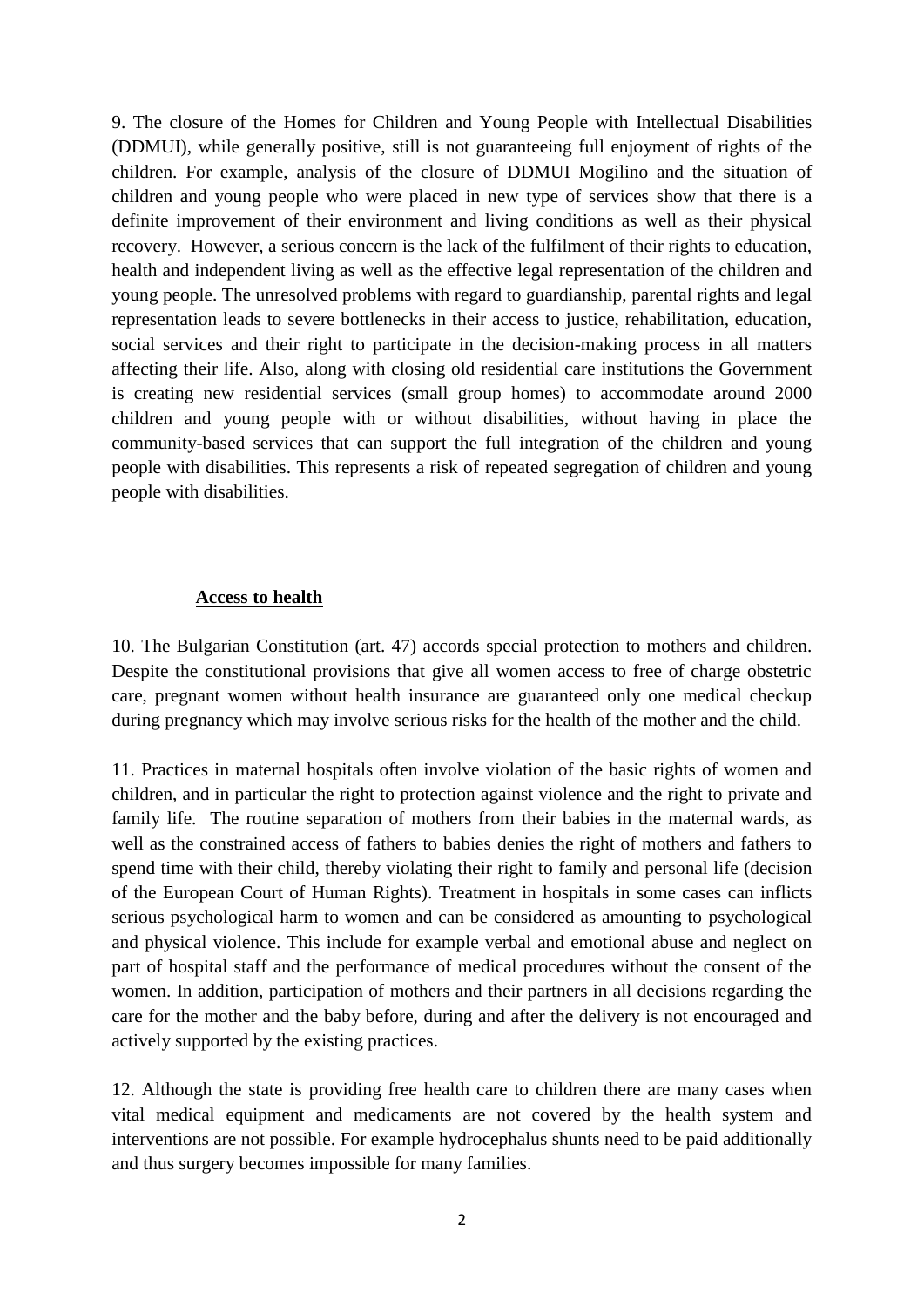9. The closure of the Homes for Children and Young People with Intellectual Disabilities (DDMUI), while generally positive, still is not guaranteeing full enjoyment of rights of the children. For example, analysis of the closure of DDMUI Mogilino and the situation of children and young people who were placed in new type of services show that there is a definite improvement of their environment and living conditions as well as their physical recovery. However, a serious concern is the lack of the fulfilment of their rights to education, health and independent living as well as the effective legal representation of the children and young people. The unresolved problems with regard to guardianship, parental rights and legal representation leads to severe bottlenecks in their access to justice, rehabilitation, education, social services and their right to participate in the decision-making process in all matters affecting their life. Also, along with closing old residential care institutions the Government is creating new residential services (small group homes) to accommodate around 2000 children and young people with or without disabilities, without having in place the community-based services that can support the full integration of the children and young people with disabilities. This represents a risk of repeated segregation of children and young people with disabilities.

## Access to health

10. The Bulgarian Constitution (art. 47) accords special protection to mothers and children. Despite the constitutional provisions that give all women access to free of charge obstetric care, pregnant women without health insurance are guaranteed only one medical checkup during pregnancy which may involve serious risks for the health of the mother and the child.

11. Practices in maternal hospitals often involve violation of the basic rights of women and children, and in particular the right to protection against violence and the right to private and family life. The routine separation of mothers from their babies in the maternal wards, as well as the constrained access of fathers to babies denies the right of mothers and fathers to spend time with their child, thereby violating their right to family and personal life (decision of the European Court of Human Rights). Treatment in hospitals in some cases can inflicts serious psychological harm to women and can be considered as amounting to psychological and physical violence. This include for example verbal and emotional abuse and neglect on part of hospital staff and the performance of medical procedures without the consent of the women. In addition, participation of mothers and their partners in all decisions regarding the care for the mother and the baby before, during and after the delivery is not encouraged and actively supported by the existing practices.

12. Although the state is providing free health care to children there are many cases when vital medical equipment and medicaments are not covered by the health system and interventions are not possible. For example hydrocephalus shunts need to be paid additionally and thus surgery becomes impossible for many families.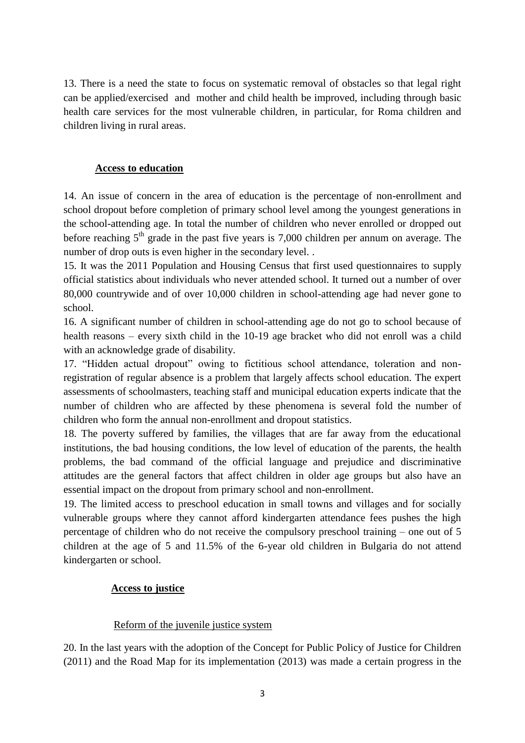13. There is a need the state to focus on systematic removal of obstacles so that legal right can be applied/exercised and mother and child health be improved, including through basic health care services for the most vulnerable children, in particular, for Roma children and children living in rural areas.

## **Access to education**

14. An issue of concern in the area of education is the percentage of non-enrollment and school dropout before completion of primary school level among the youngest generations in the school-attending age. In total the number of children who never enrolled or dropped out before reaching 5th grade in the past five years is 7,000 children per annum on average. The number of drop outs is even higher in the secondary level. .

15. It was the 2011 Population and Housing Census that first used questionnaires to supply official statistics about individuals who never attended school. It turned out a number of over 80,000 countrywide and of over 10,000 children in school-attending age had never gone to school.

16. A significant number of children in school-attending age do not go to school because of health reasons – every sixth child in the 10-19 age bracket who did not enroll was a child with an acknowledge grade of disability.

17. "Hidden actual dropout" owing to fictitious school attendance, toleration and non-registration of regular absence is a problem that largely affects school education. The expert assessments of schoolmasters, teaching staff and municipal education experts indicate that the number of children who are affected by these phenomena is several fold the number of children who form the annual non-enrollment and dropout statistics.

18. The poverty suffered by families, the villages that are far away from the educational institutions, the bad housing conditions, the low level of education of the parents, the health problems, the bad command of the official language and prejudice and discriminative attitudes are the general factors that affect children in older age groups but also have an essential impact on the dropout from primary school and non-enrollment.

19. The limited access to preschool education in small towns and villages and for socially vulnerable groups where they cannot afford kindergarten attendance fees pushes the high percentage of children who do not receive the compulsory preschool training – one out of 5 children at the age of 5 and 11.5% of the 6-year old children in Bulgaria do not attend kindergarten or school.

## **Access to justice**

### Reform of the juvenile justice system

20. In the last years with the adoption of the Concept for Public Policy of Justice for Children (2011) and the Road Map for its implementation (2013) was made a certain progress in the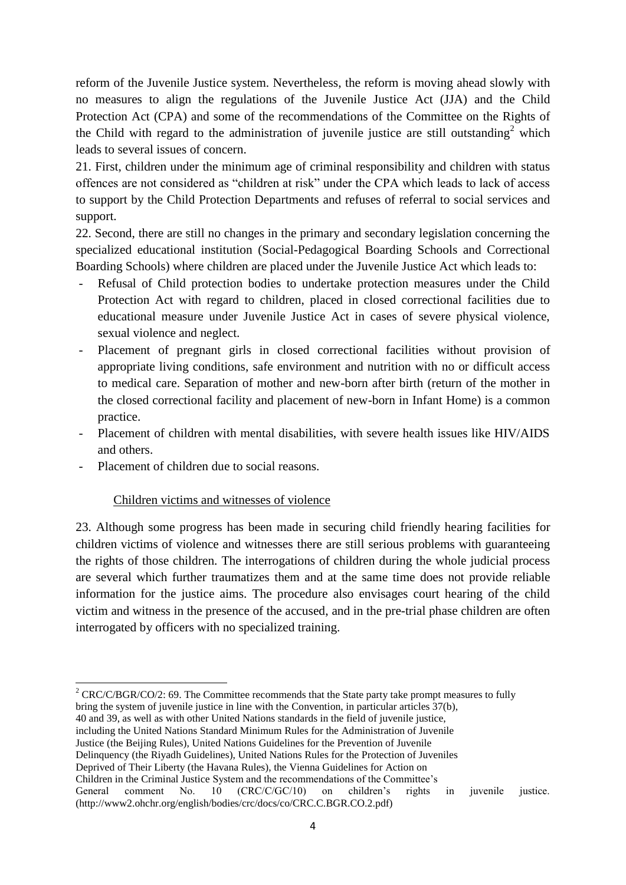reform of the Juvenile Justice system. Nevertheless, the reform is moving ahead slowly with no measures to align the regulations of the Juvenile Justice Act (JJA) and the Child Protection Act (CPA) and some of the recommendations of the Committee on the Rights of the Child with regard to the administration of juvenile justice are still outstanding[2] which leads to several issues of concern.

21. First, children under the minimum age of criminal responsibility and children with status offences are not considered as "children at risk" under the CPA which leads to lack of access to support by the Child Protection Departments and refuses of referral to social services and support.

22. Second, there are still no changes in the primary and secondary legislation concerning the specialized educational institution (Social-Pedagogical Boarding Schools and Correctional Boarding Schools) where children are placed under the Juvenile Justice Act which leads to:

- Refusal of Child protection bodies to undertake protection measures under the Child Protection Act with regard to children, placed in closed correctional facilities due to educational measure under Juvenile Justice Act in cases of severe physical violence, sexual violence and neglect.
- Placement of pregnant girls in closed correctional facilities without provision of appropriate living conditions, safe environment and nutrition with no or difficult access to medical care. Separation of mother and new-born after birth (return of the mother in the closed correctional facility and placement of new-born in Infant Home) is a common practice.
- Placement of children with mental disabilities, with severe health issues like HIV/AIDS and others.
- Placement of children due to social reasons.

### Children victims and witnesses of violence

23. Although some progress has been made in securing child friendly hearing facilities for children victims of violence and witnesses there are still serious problems with guaranteeing the rights of those children. The interrogations of children during the whole judicial process are several which further traumatizes them and at the same time does not provide reliable information for the justice aims. The procedure also envisages court hearing of the child victim and witness in the presence of the accused, and in the pre-trial phase children are often interrogated by officers with no specialized training.

---

[2] CRC/C/BGR/CO/2: 69. The Committee recommends that the State party take prompt measures to fully bring the system of juvenile justice in line with the Convention, in particular articles 37(b), 40 and 39, as well as with other United Nations standards in the field of juvenile justice, including the United Nations Standard Minimum Rules for the Administration of Juvenile Justice (the Beijing Rules), United Nations Guidelines for the Prevention of Juvenile Delinquency (the Riyadh Guidelines), United Nations Rules for the Protection of Juveniles Deprived of Their Liberty (the Havana Rules), the Vienna Guidelines for Action on Children in the Criminal Justice System and the recommendations of the Committee's General comment No. 10 (CRC/C/GC/10) on children's rights in juvenile justice. (http://www2.ohchr.org/english/bodies/crc/docs/co/CRC.C.BGR.CO.2.pdf)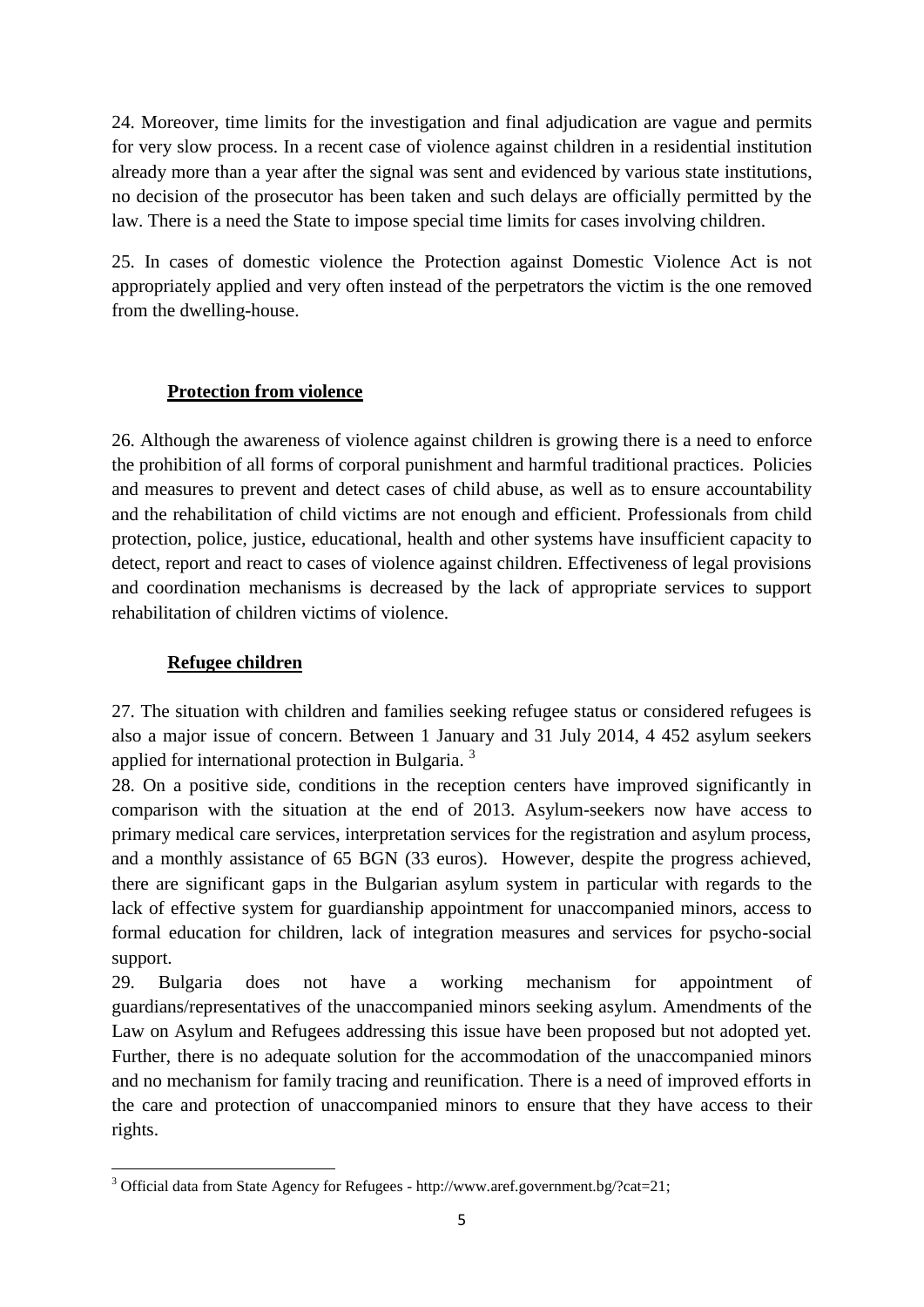24. Moreover, time limits for the investigation and final adjudication are vague and permits for very slow process. In a recent case of violence against children in a residential institution already more than a year after the signal was sent and evidenced by various state institutions, no decision of the prosecutor has been taken and such delays are officially permitted by the law. There is a need the State to impose special time limits for cases involving children.

25. In cases of domestic violence the Protection against Domestic Violence Act is not appropriately applied and very often instead of the perpetrators the victim is the one removed from the dwelling-house.

## Protection from violence

26. Although the awareness of violence against children is growing there is a need to enforce the prohibition of all forms of corporal punishment and harmful traditional practices. Policies and measures to prevent and detect cases of child abuse, as well as to ensure accountability and the rehabilitation of child victims are not enough and efficient. Professionals from child protection, police, justice, educational, health and other systems have insufficient capacity to detect, report and react to cases of violence against children. Effectiveness of legal provisions and coordination mechanisms is decreased by the lack of appropriate services to support rehabilitation of children victims of violence.

## Refugee children

27. The situation with children and families seeking refugee status or considered refugees is also a major issue of concern. Between 1 January and 31 July 2014, 4 452 asylum seekers applied for international protection in Bulgaria. [3]

28. On a positive side, conditions in the reception centers have improved significantly in comparison with the situation at the end of 2013. Asylum-seekers now have access to primary medical care services, interpretation services for the registration and asylum process, and a monthly assistance of 65 BGN (33 euros). However, despite the progress achieved, there are significant gaps in the Bulgarian asylum system in particular with regards to the lack of effective system for guardianship appointment for unaccompanied minors, access to formal education for children, lack of integration measures and services for psycho-social support.

29. Bulgaria does not have a working mechanism for appointment of guardians/representatives of the unaccompanied minors seeking asylum. Amendments of the Law on Asylum and Refugees addressing this issue have been proposed but not adopted yet. Further, there is no adequate solution for the accommodation of the unaccompanied minors and no mechanism for family tracing and reunification. There is a need of improved efforts in the care and protection of unaccompanied minors to ensure that they have access to their rights.

[3] Official data from State Agency for Refugees - http://www.aref.government.bg/?cat=21;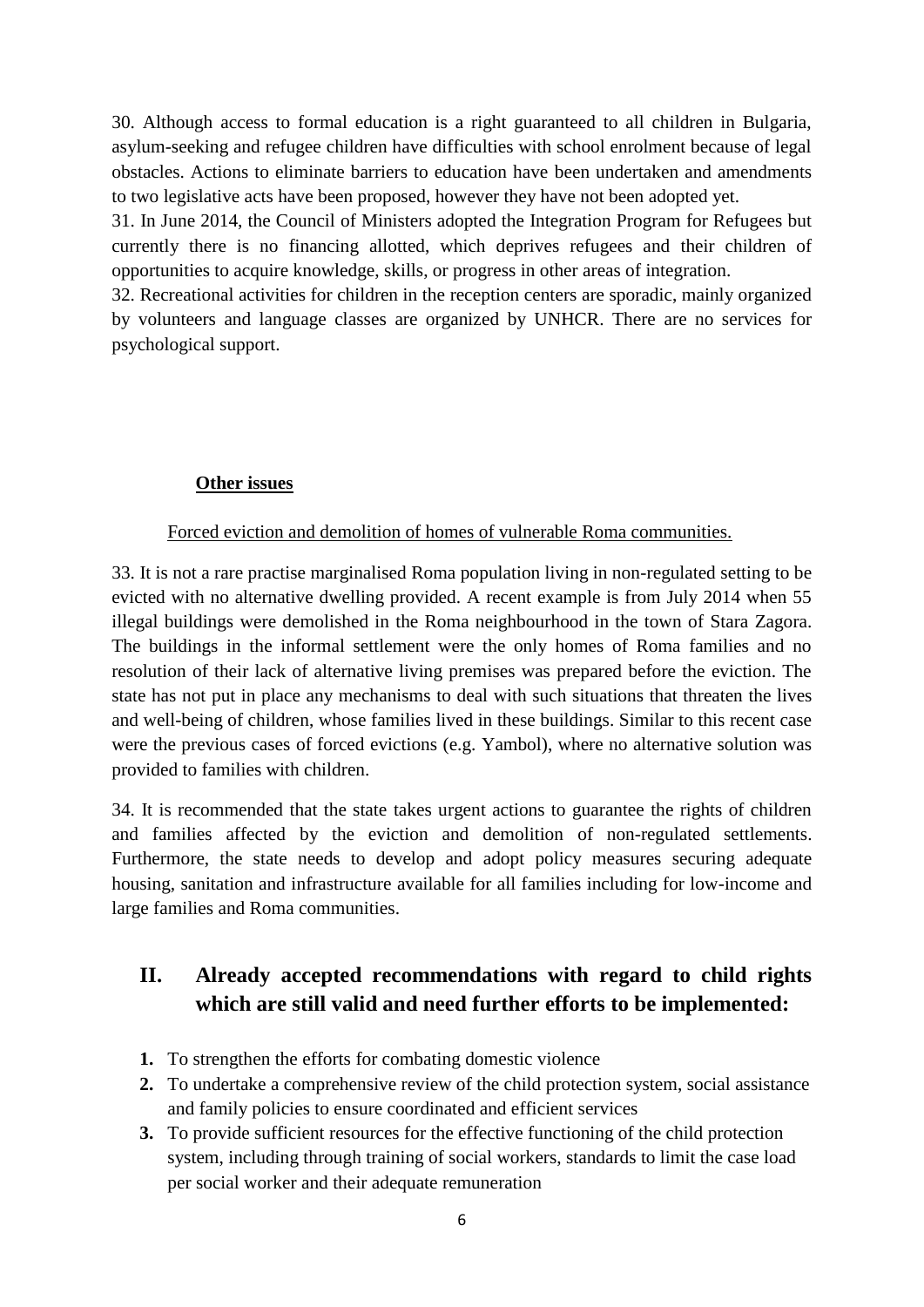30. Although access to formal education is a right guaranteed to all children in Bulgaria, asylum-seeking and refugee children have difficulties with school enrolment because of legal obstacles. Actions to eliminate barriers to education have been undertaken and amendments to two legislative acts have been proposed, however they have not been adopted yet.

31. In June 2014, the Council of Ministers adopted the Integration Program for Refugees but currently there is no financing allotted, which deprives refugees and their children of opportunities to acquire knowledge, skills, or progress in other areas of integration.

32. Recreational activities for children in the reception centers are sporadic, mainly organized by volunteers and language classes are organized by UNHCR. There are no services for psychological support.

### **Other issues**

Forced eviction and demolition of homes of vulnerable Roma communities.

33. It is not a rare practise marginalised Roma population living in non-regulated setting to be evicted with no alternative dwelling provided. A recent example is from July 2014 when 55 illegal buildings were demolished in the Roma neighbourhood in the town of Stara Zagora. The buildings in the informal settlement were the only homes of Roma families and no resolution of their lack of alternative living premises was prepared before the eviction. The state has not put in place any mechanisms to deal with such situations that threaten the lives and well-being of children, whose families lived in these buildings. Similar to this recent case were the previous cases of forced evictions (e.g. Yambol), where no alternative solution was provided to families with children.

34. It is recommended that the state takes urgent actions to guarantee the rights of children and families affected by the eviction and demolition of non-regulated settlements. Furthermore, the state needs to develop and adopt policy measures securing adequate housing, sanitation and infrastructure available for all families including for low-income and large families and Roma communities.

## II. Already accepted recommendations with regard to child rights which are still valid and need further efforts to be implemented:

1. To strengthen the efforts for combating domestic violence
2. To undertake a comprehensive review of the child protection system, social assistance and family policies to ensure coordinated and efficient services
3. To provide sufficient resources for the effective functioning of the child protection system, including through training of social workers, standards to limit the case load per social worker and their adequate remuneration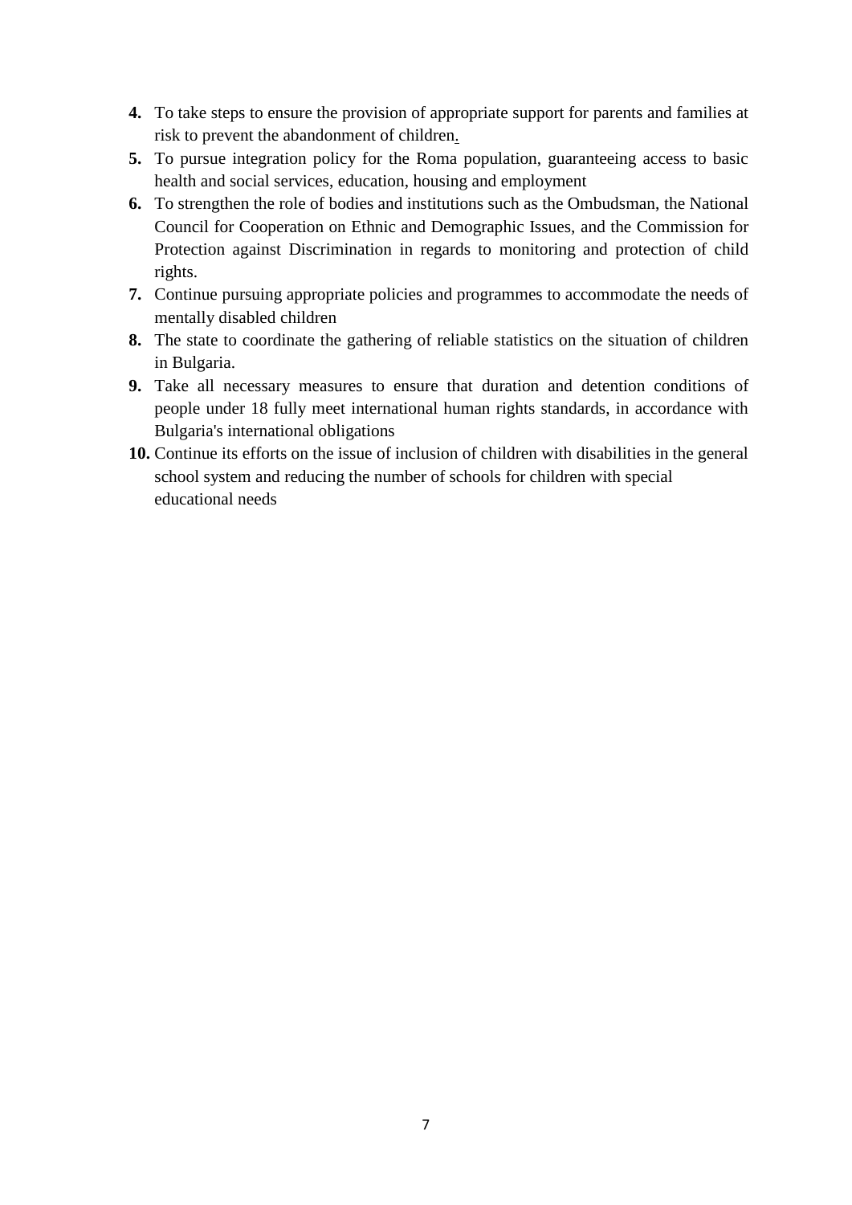4. To take steps to ensure the provision of appropriate support for parents and families at risk to prevent the abandonment of children.
5. To pursue integration policy for the Roma population, guaranteeing access to basic health and social services, education, housing and employment
6. To strengthen the role of bodies and institutions such as the Ombudsman, the National Council for Cooperation on Ethnic and Demographic Issues, and the Commission for Protection against Discrimination in regards to monitoring and protection of child rights.
7. Continue pursuing appropriate policies and programmes to accommodate the needs of mentally disabled children
8. The state to coordinate the gathering of reliable statistics on the situation of children in Bulgaria.
9. Take all necessary measures to ensure that duration and detention conditions of people under 18 fully meet international human rights standards, in accordance with Bulgaria's international obligations
10. Continue its efforts on the issue of inclusion of children with disabilities in the general school system and reducing the number of schools for children with special educational needs